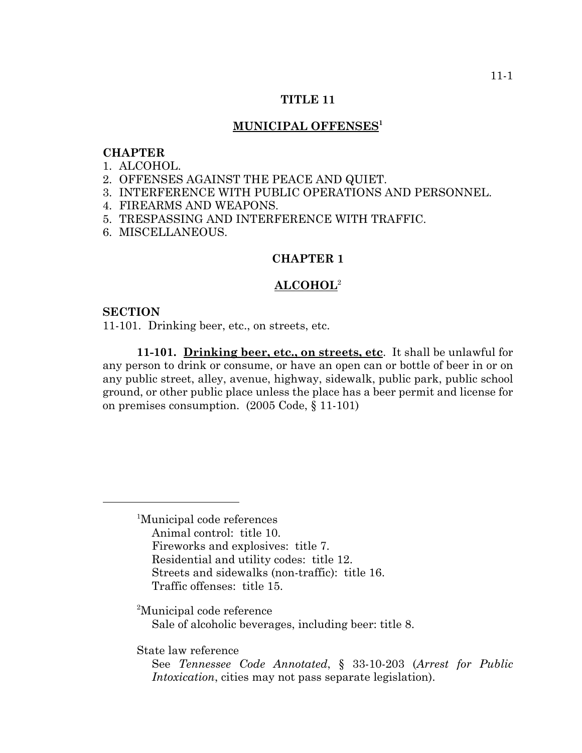# TITLE 11

## MUNICIPAL OFFENSES[1]

**CHAPTER**

1. ALCOHOL.
2. OFFENSES AGAINST THE PEACE AND QUIET.
3. INTERFERENCE WITH PUBLIC OPERATIONS AND PERSONNEL.
4. FIREARMS AND WEAPONS.
5. TRESPASSING AND INTERFERENCE WITH TRAFFIC.
6. MISCELLANEOUS.

## CHAPTER 1

## ALCOHOL[2]

**SECTION**

11-101. Drinking beer, etc., on streets, etc.

**11-101. Drinking beer, etc., on streets, etc**. It shall be unlawful for any person to drink or consume, or have an open can or bottle of beer in or on any public street, alley, avenue, highway, sidewalk, public park, public school ground, or other public place unless the place has a beer permit and license for on premises consumption. (2005 Code, § 11-101)

---

[1]Municipal code references
Animal control: title 10.
Fireworks and explosives: title 7.
Residential and utility codes: title 12.
Streets and sidewalks (non-traffic): title 16.
Traffic offenses: title 15.

[2]Municipal code reference
Sale of alcoholic beverages, including beer: title 8.

State law reference
See *Tennessee Code Annotated*, § 33-10-203 (*Arrest for Public Intoxication*, cities may not pass separate legislation).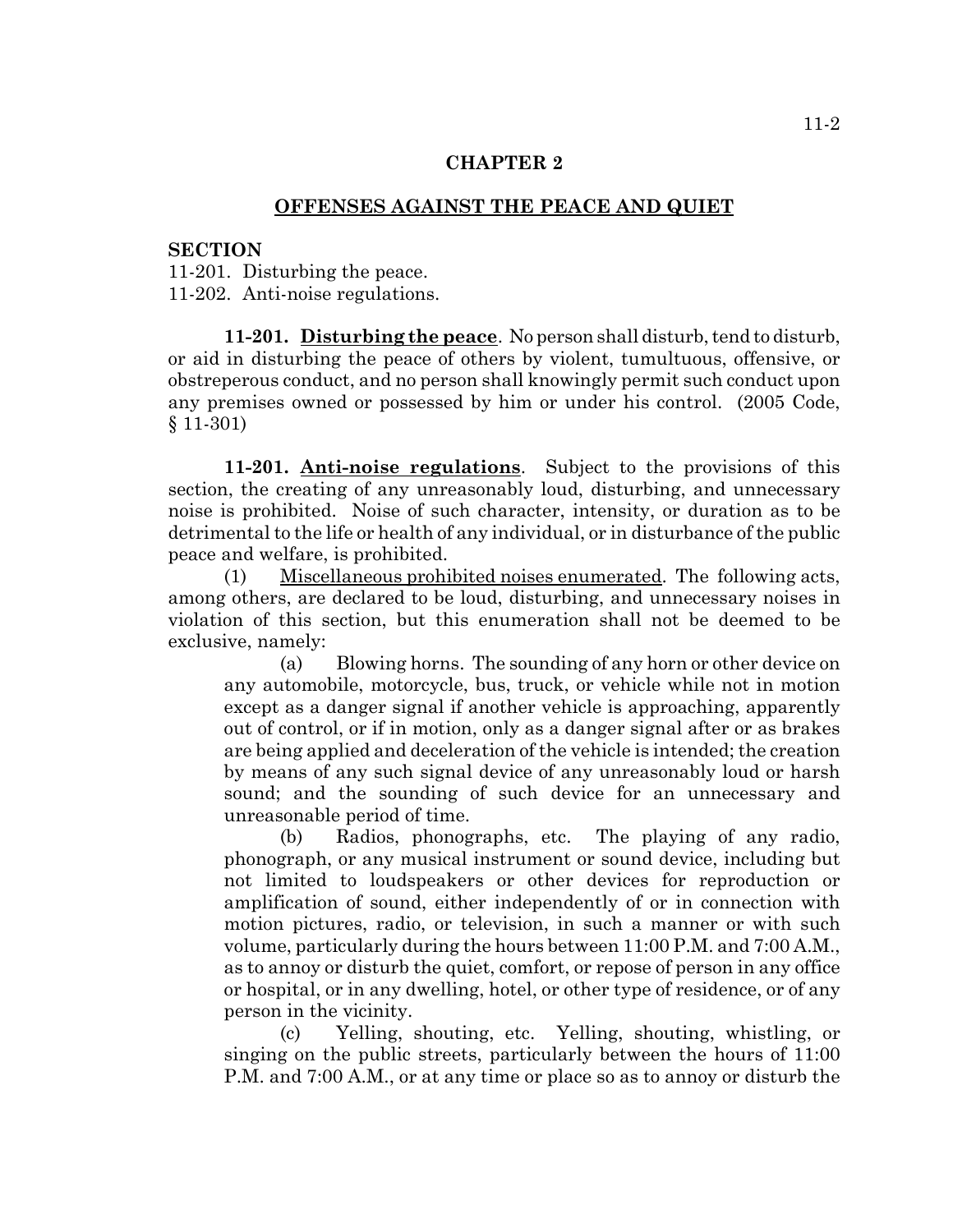# CHAPTER 2

## OFFENSES AGAINST THE PEACE AND QUIET

**SECTION**

11-201. Disturbing the peace.
11-202. Anti-noise regulations.

**11-201. <u>Disturbing the peace</u>**. No person shall disturb, tend to disturb, or aid in disturbing the peace of others by violent, tumultuous, offensive, or obstreperous conduct, and no person shall knowingly permit such conduct upon any premises owned or possessed by him or under his control. (2005 Code, § 11-301)

**11-201. <u>Anti-noise regulations</u>**. Subject to the provisions of this section, the creating of any unreasonably loud, disturbing, and unnecessary noise is prohibited. Noise of such character, intensity, or duration as to be detrimental to the life or health of any individual, or in disturbance of the public peace and welfare, is prohibited.

(1) <u>Miscellaneous prohibited noises enumerated</u>. The following acts, among others, are declared to be loud, disturbing, and unnecessary noises in violation of this section, but this enumeration shall not be deemed to be exclusive, namely:

(a) Blowing horns. The sounding of any horn or other device on any automobile, motorcycle, bus, truck, or vehicle while not in motion except as a danger signal if another vehicle is approaching, apparently out of control, or if in motion, only as a danger signal after or as brakes are being applied and deceleration of the vehicle is intended; the creation by means of any such signal device of any unreasonably loud or harsh sound; and the sounding of such device for an unnecessary and unreasonable period of time.

(b) Radios, phonographs, etc. The playing of any radio, phonograph, or any musical instrument or sound device, including but not limited to loudspeakers or other devices for reproduction or amplification of sound, either independently of or in connection with motion pictures, radio, or television, in such a manner or with such volume, particularly during the hours between 11:00 P.M. and 7:00 A.M., as to annoy or disturb the quiet, comfort, or repose of person in any office or hospital, or in any dwelling, hotel, or other type of residence, or of any person in the vicinity.

(c) Yelling, shouting, etc. Yelling, shouting, whistling, or singing on the public streets, particularly between the hours of 11:00 P.M. and 7:00 A.M., or at any time or place so as to annoy or disturb the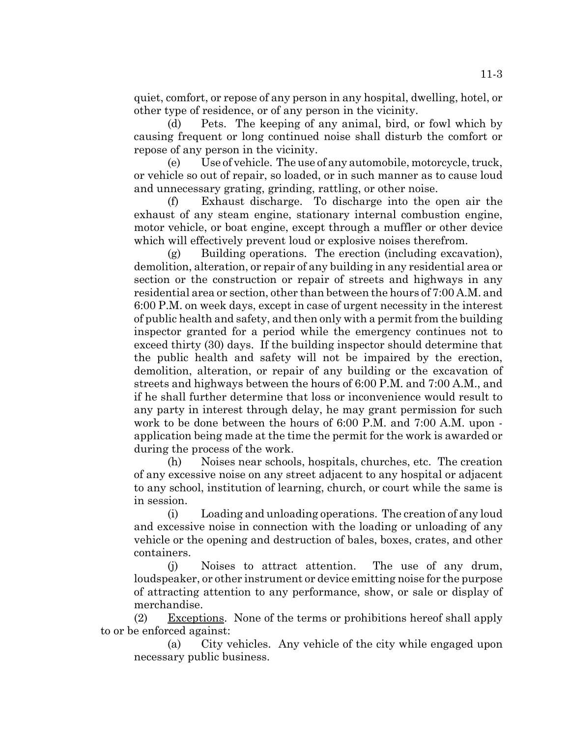quiet, comfort, or repose of any person in any hospital, dwelling, hotel, or other type of residence, or of any person in the vicinity.

(d) Pets. The keeping of any animal, bird, or fowl which by causing frequent or long continued noise shall disturb the comfort or repose of any person in the vicinity.

(e) Use of vehicle. The use of any automobile, motorcycle, truck, or vehicle so out of repair, so loaded, or in such manner as to cause loud and unnecessary grating, grinding, rattling, or other noise.

(f) Exhaust discharge. To discharge into the open air the exhaust of any steam engine, stationary internal combustion engine, motor vehicle, or boat engine, except through a muffler or other device which will effectively prevent loud or explosive noises therefrom.

(g) Building operations. The erection (including excavation), demolition, alteration, or repair of any building in any residential area or section or the construction or repair of streets and highways in any residential area or section, other than between the hours of 7:00 A.M. and 6:00 P.M. on week days, except in case of urgent necessity in the interest of public health and safety, and then only with a permit from the building inspector granted for a period while the emergency continues not to exceed thirty (30) days. If the building inspector should determine that the public health and safety will not be impaired by the erection, demolition, alteration, or repair of any building or the excavation of streets and highways between the hours of 6:00 P.M. and 7:00 A.M., and if he shall further determine that loss or inconvenience would result to any party in interest through delay, he may grant permission for such work to be done between the hours of 6:00 P.M. and 7:00 A.M. upon - application being made at the time the permit for the work is awarded or during the process of the work.

(h) Noises near schools, hospitals, churches, etc. The creation of any excessive noise on any street adjacent to any hospital or adjacent to any school, institution of learning, church, or court while the same is in session.

(i) Loading and unloading operations. The creation of any loud and excessive noise in connection with the loading or unloading of any vehicle or the opening and destruction of bales, boxes, crates, and other containers.

(j) Noises to attract attention. The use of any drum, loudspeaker, or other instrument or device emitting noise for the purpose of attracting attention to any performance, show, or sale or display of merchandise.

(2) Exceptions. None of the terms or prohibitions hereof shall apply to or be enforced against:

(a) City vehicles. Any vehicle of the city while engaged upon necessary public business.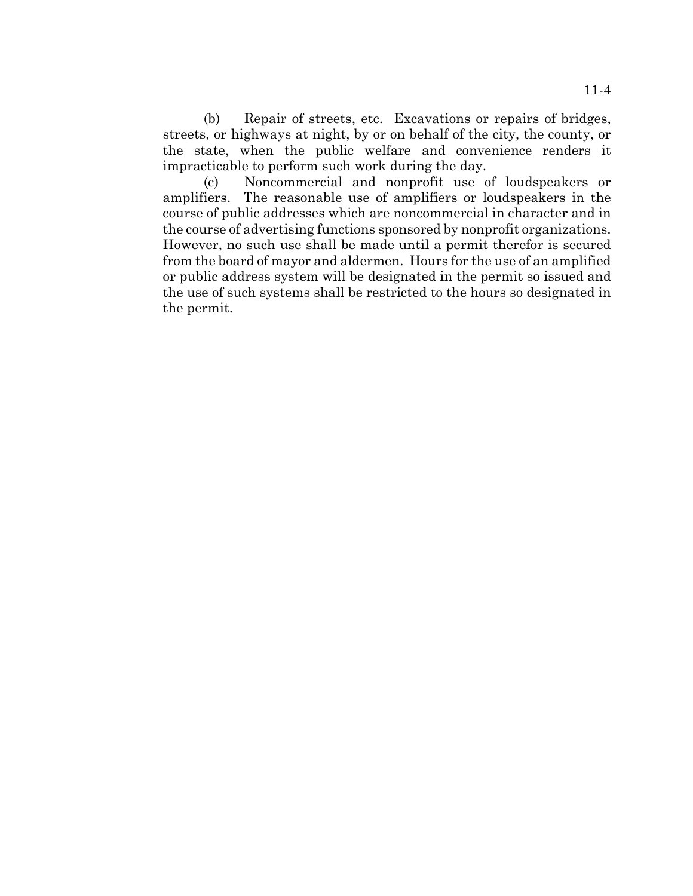(b) Repair of streets, etc. Excavations or repairs of bridges, streets, or highways at night, by or on behalf of the city, the county, or the state, when the public welfare and convenience renders it impracticable to perform such work during the day.

(c) Noncommercial and nonprofit use of loudspeakers or amplifiers. The reasonable use of amplifiers or loudspeakers in the course of public addresses which are noncommercial in character and in the course of advertising functions sponsored by nonprofit organizations. However, no such use shall be made until a permit therefor is secured from the board of mayor and aldermen. Hours for the use of an amplified or public address system will be designated in the permit so issued and the use of such systems shall be restricted to the hours so designated in the permit.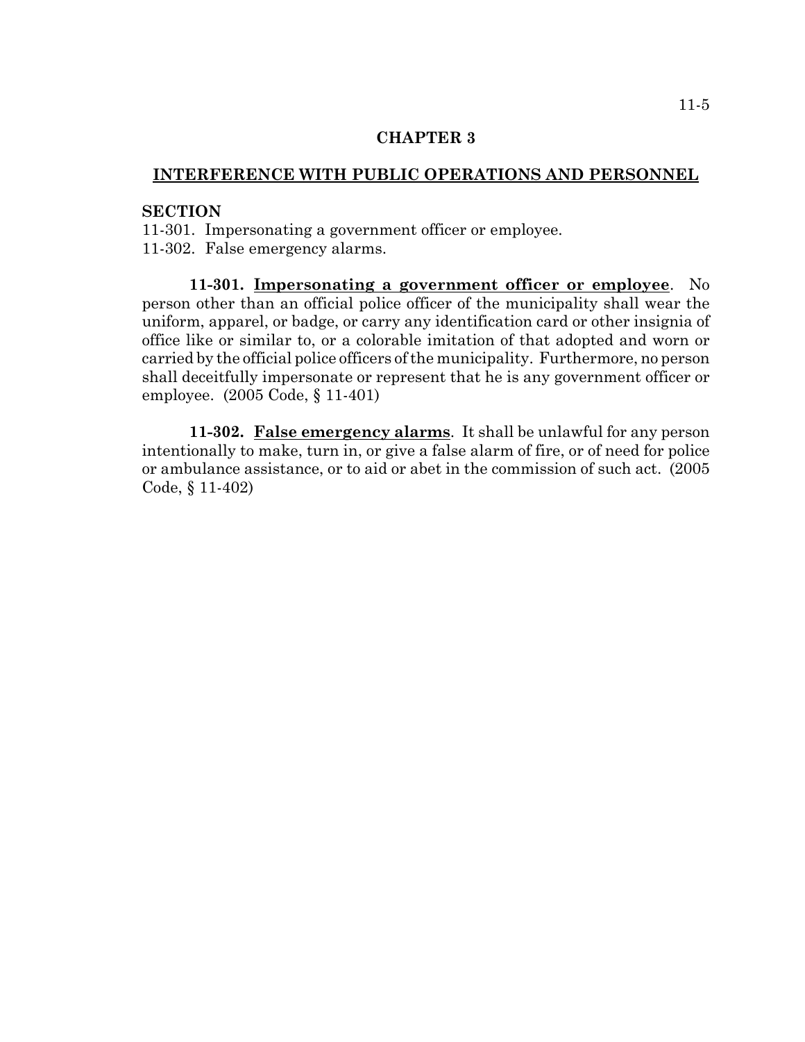# CHAPTER 3

## INTERFERENCE WITH PUBLIC OPERATIONS AND PERSONNEL

**SECTION**

11-301. Impersonating a government officer or employee.
11-302. False emergency alarms.

**11-301. Impersonating a government officer or employee**. No person other than an official police officer of the municipality shall wear the uniform, apparel, or badge, or carry any identification card or other insignia of office like or similar to, or a colorable imitation of that adopted and worn or carried by the official police officers of the municipality. Furthermore, no person shall deceitfully impersonate or represent that he is any government officer or employee. (2005 Code, § 11-401)

**11-302. False emergency alarms**. It shall be unlawful for any person intentionally to make, turn in, or give a false alarm of fire, or of need for police or ambulance assistance, or to aid or abet in the commission of such act. (2005 Code, § 11-402)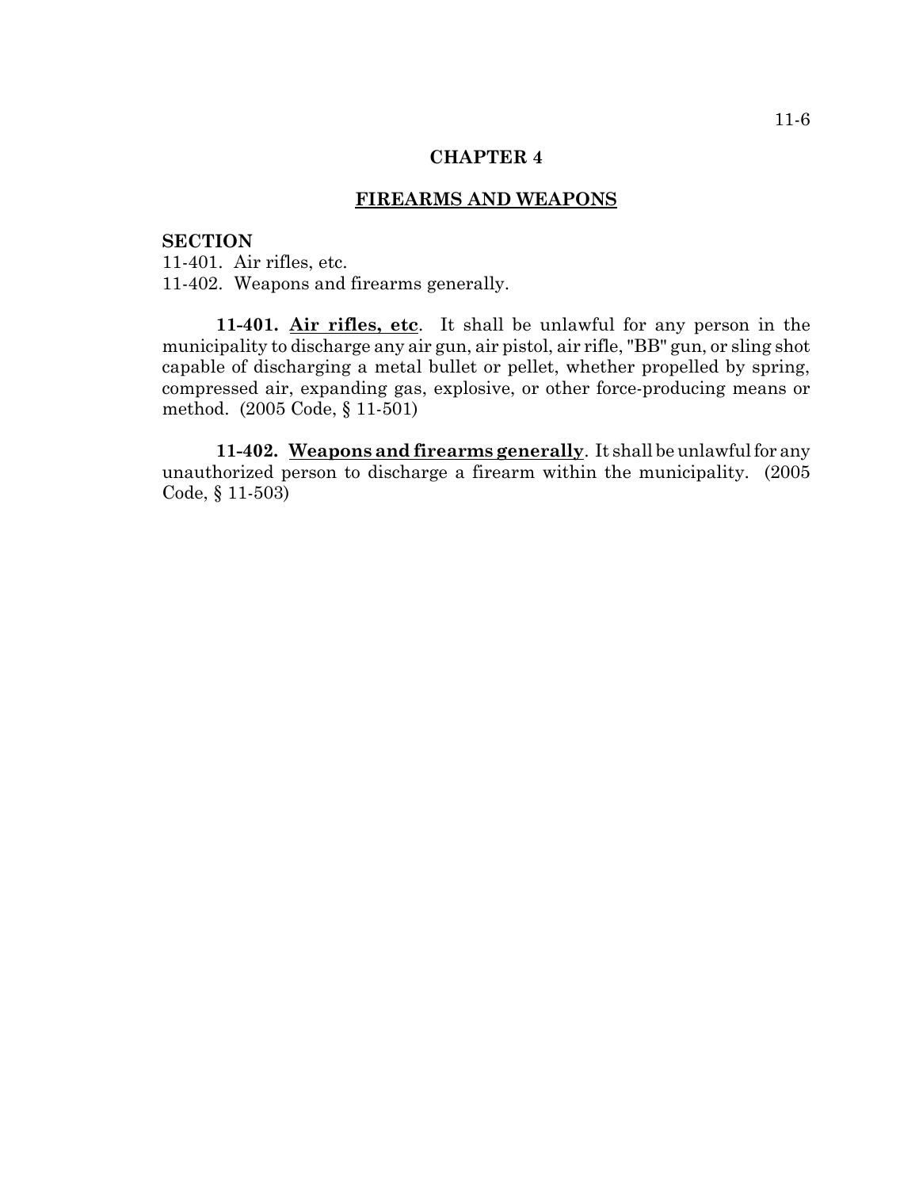## CHAPTER 4

## FIREARMS AND WEAPONS

**SECTION**

11-401. Air rifles, etc.
11-402. Weapons and firearms generally.

**11-401. Air rifles, etc**. It shall be unlawful for any person in the municipality to discharge any air gun, air pistol, air rifle, "BB" gun, or sling shot capable of discharging a metal bullet or pellet, whether propelled by spring, compressed air, expanding gas, explosive, or other force-producing means or method. (2005 Code, § 11-501)

**11-402. Weapons and firearms generally**. It shall be unlawful for any unauthorized person to discharge a firearm within the municipality. (2005 Code, § 11-503)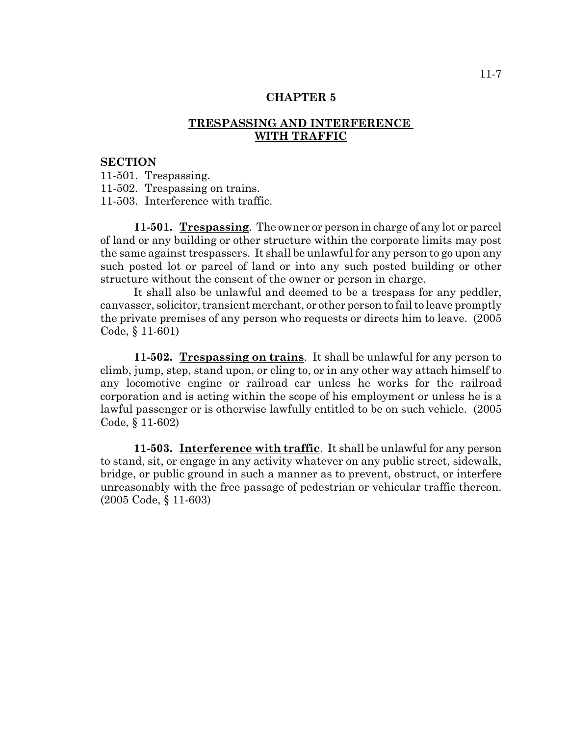# CHAPTER 5

## TRESPASSING AND INTERFERENCE WITH TRAFFIC

**SECTION**

11-501. Trespassing.
11-502. Trespassing on trains.
11-503. Interference with traffic.

**11-501. Trespassing**. The owner or person in charge of any lot or parcel of land or any building or other structure within the corporate limits may post the same against trespassers. It shall be unlawful for any person to go upon any such posted lot or parcel of land or into any such posted building or other structure without the consent of the owner or person in charge.

It shall also be unlawful and deemed to be a trespass for any peddler, canvasser, solicitor, transient merchant, or other person to fail to leave promptly the private premises of any person who requests or directs him to leave. (2005 Code, § 11-601)

**11-502. Trespassing on trains**. It shall be unlawful for any person to climb, jump, step, stand upon, or cling to, or in any other way attach himself to any locomotive engine or railroad car unless he works for the railroad corporation and is acting within the scope of his employment or unless he is a lawful passenger or is otherwise lawfully entitled to be on such vehicle. (2005 Code, § 11-602)

**11-503. Interference with traffic**. It shall be unlawful for any person to stand, sit, or engage in any activity whatever on any public street, sidewalk, bridge, or public ground in such a manner as to prevent, obstruct, or interfere unreasonably with the free passage of pedestrian or vehicular traffic thereon. (2005 Code, § 11-603)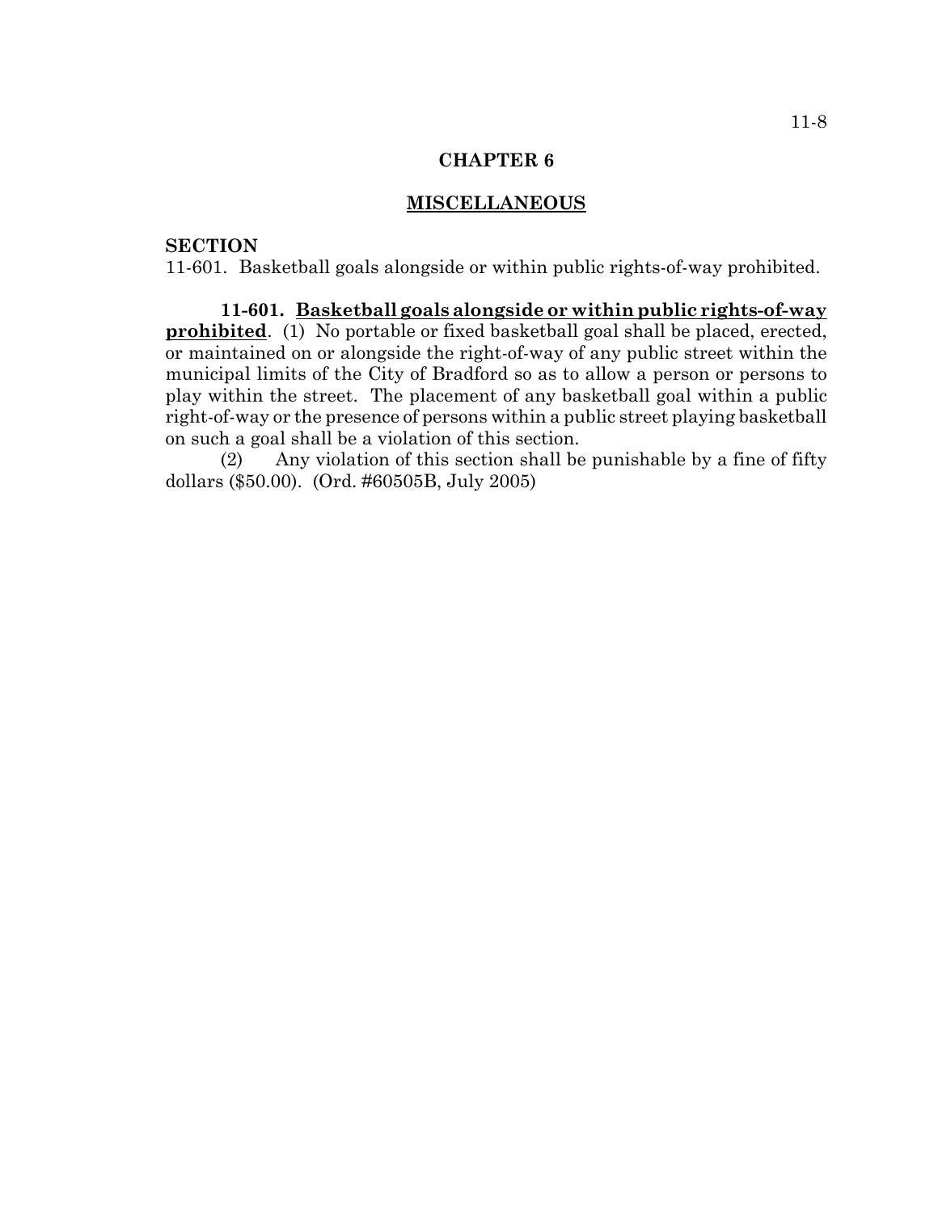# CHAPTER 6

## MISCELLANEOUS

**SECTION**

11-601. Basketball goals alongside or within public rights-of-way prohibited.

**11-601. Basketball goals alongside or within public rights-of-way prohibited**. (1) No portable or fixed basketball goal shall be placed, erected, or maintained on or alongside the right-of-way of any public street within the municipal limits of the City of Bradford so as to allow a person or persons to play within the street. The placement of any basketball goal within a public right-of-way or the presence of persons within a public street playing basketball on such a goal shall be a violation of this section.

(2) Any violation of this section shall be punishable by a fine of fifty dollars ($50.00). (Ord. #60505B, July 2005)